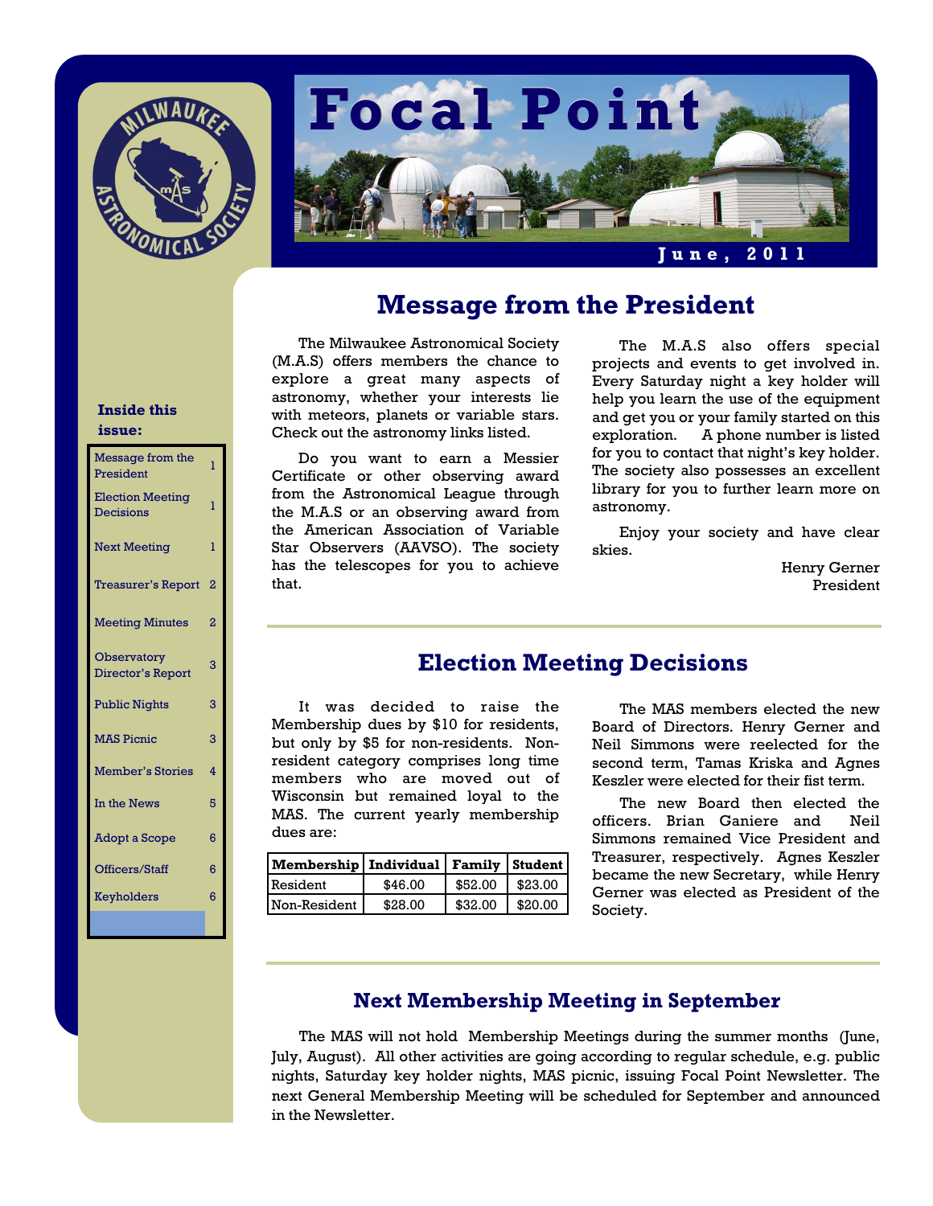# Focal Point

**June, 2011**

**Inside this issue:**

| | |
|---|---|
| Message from the President | 1 |
| Election Meeting Decisions | 1 |
| Next Meeting | 1 |
| Treasurer's Report | 2 |
| Meeting Minutes | 2 |
| Observatory Director's Report | 3 |
| Public Nights | 3 |
| MAS Picnic | 3 |
| Member's Stories | 4 |
| In the News | 5 |
| Adopt a Scope | 6 |
| Officers/Staff | 6 |
| Keyholders | 6 |

## Message from the President

The Milwaukee Astronomical Society (M.A.S) offers members the chance to explore a great many aspects of astronomy, whether your interests lie with meteors, planets or variable stars. Check out the astronomy links listed.

Do you want to earn a Messier Certificate or other observing award from the Astronomical League through the M.A.S or an observing award from the American Association of Variable Star Observers (AAVSO). The society has the telescopes for you to achieve that.

The M.A.S also offers special projects and events to get involved in. Every Saturday night a key holder will help you learn the use of the equipment and get you or your family started on this exploration. A phone number is listed for you to contact that night's key holder. The society also possesses an excellent library for you to further learn more on astronomy.

Enjoy your society and have clear skies.

Henry Gerner
President

## Election Meeting Decisions

It was decided to raise the Membership dues by $10 for residents, but only by $5 for non-residents. Non-resident category comprises long time members who are moved out of Wisconsin but remained loyal to the MAS. The current yearly membership dues are:

| Membership | Individual | Family | Student |
|---|---|---|---|
| Resident | $46.00 | $52.00 | $23.00 |
| Non-Resident | $28.00 | $32.00 | $20.00 |

The MAS members elected the new Board of Directors. Henry Gerner and Neil Simmons were reelected for the second term, Tamas Kriska and Agnes Keszler were elected for their fist term.

The new Board then elected the officers. Brian Ganiere and Neil Simmons remained Vice President and Treasurer, respectively. Agnes Keszler became the new Secretary, while Henry Gerner was elected as President of the Society.

## Next Membership Meeting in September

The MAS will not hold Membership Meetings during the summer months (June, July, August). All other activities are going according to regular schedule, e.g. public nights, Saturday key holder nights, MAS picnic, issuing Focal Point Newsletter. The next General Membership Meeting will be scheduled for September and announced in the Newsletter.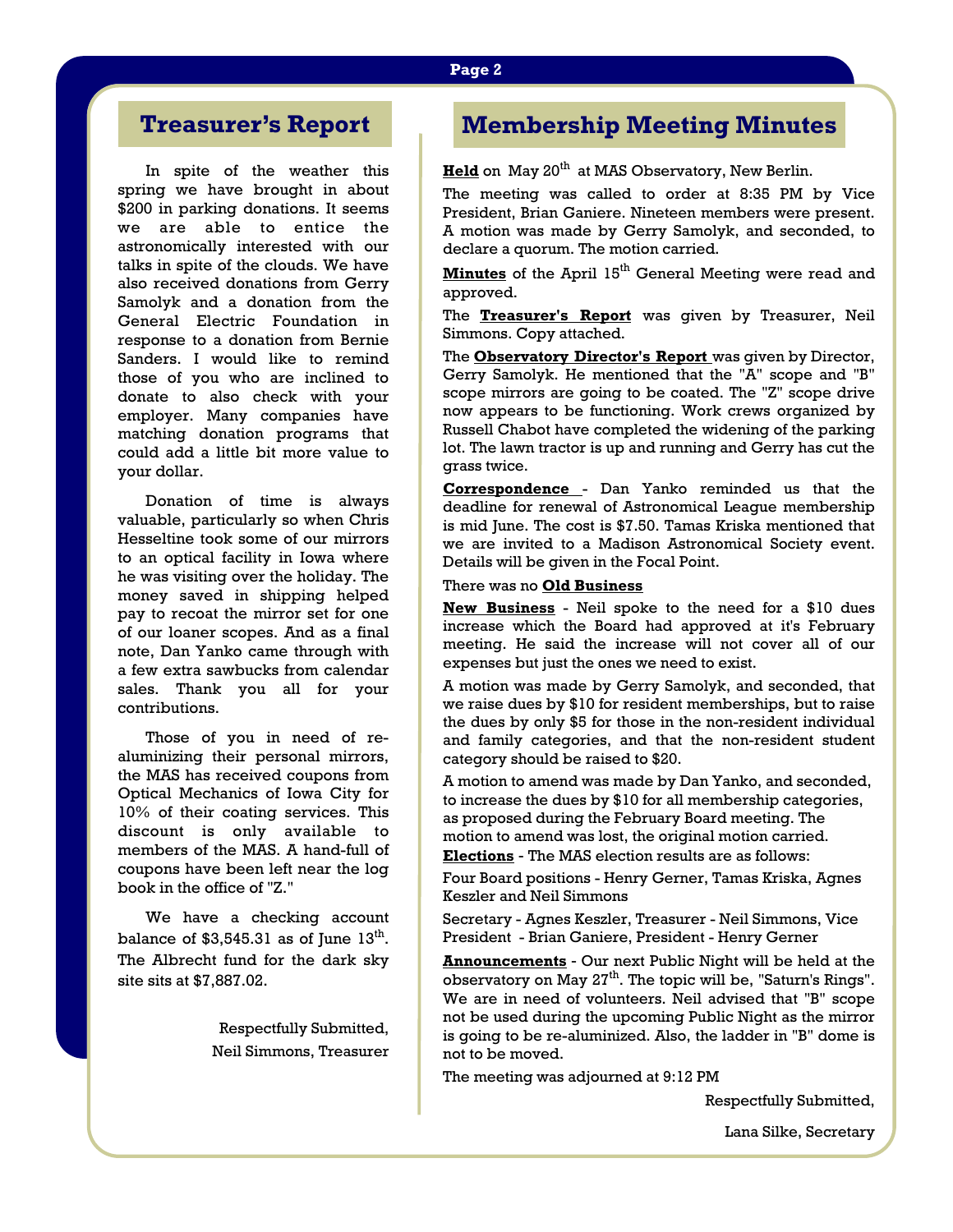## Treasurer's Report

In spite of the weather this spring we have brought in about $200 in parking donations. It seems we are able to entice the astronomically interested with our talks in spite of the clouds. We have also received donations from Gerry Samolyk and a donation from the General Electric Foundation in response to a donation from Bernie Sanders. I would like to remind those of you who are inclined to donate to also check with your employer. Many companies have matching donation programs that could add a little bit more value to your dollar.

Donation of time is always valuable, particularly so when Chris Hesseltine took some of our mirrors to an optical facility in Iowa where he was visiting over the holiday. The money saved in shipping helped pay to recoat the mirror set for one of our loaner scopes. And as a final note, Dan Yanko came through with a few extra sawbucks from calendar sales. Thank you all for your contributions.

Those of you in need of re-aluminizing their personal mirrors, the MAS has received coupons from Optical Mechanics of Iowa City for 10% of their coating services. This discount is only available to members of the MAS. A hand-full of coupons have been left near the log book in the office of "Z."

We have a checking account balance of $3,545.31 as of June 13th. The Albrecht fund for the dark sky site sits at $7,887.02.

Respectfully Submitted,
Neil Simmons, Treasurer

## Membership Meeting Minutes

**Held** on May 20th at MAS Observatory, New Berlin.

The meeting was called to order at 8:35 PM by Vice President, Brian Ganiere. Nineteen members were present. A motion was made by Gerry Samolyk, and seconded, to declare a quorum. The motion carried.

**Minutes** of the April 15th General Meeting were read and approved.

The **Treasurer's Report** was given by Treasurer, Neil Simmons. Copy attached.

The **Observatory Director's Report** was given by Director, Gerry Samolyk. He mentioned that the "A" scope and "B" scope mirrors are going to be coated. The "Z" scope drive now appears to be functioning. Work crews organized by Russell Chabot have completed the widening of the parking lot. The lawn tractor is up and running and Gerry has cut the grass twice.

**Correspondence** - Dan Yanko reminded us that the deadline for renewal of Astronomical League membership is mid June. The cost is $7.50. Tamas Kriska mentioned that we are invited to a Madison Astronomical Society event. Details will be given in the Focal Point.

There was no **Old Business**

**New Business** - Neil spoke to the need for a $10 dues increase which the Board had approved at it's February meeting. He said the increase will not cover all of our expenses but just the ones we need to exist.

A motion was made by Gerry Samolyk, and seconded, that we raise dues by $10 for resident memberships, but to raise the dues by only $5 for those in the non-resident individual and family categories, and that the non-resident student category should be raised to $20.

A motion to amend was made by Dan Yanko, and seconded, to increase the dues by $10 for all membership categories, as proposed during the February Board meeting. The motion to amend was lost, the original motion carried.

**Elections** - The MAS election results are as follows:

Four Board positions - Henry Gerner, Tamas Kriska, Agnes Keszler and Neil Simmons

Secretary - Agnes Keszler, Treasurer - Neil Simmons, Vice President - Brian Ganiere, President - Henry Gerner

**Announcements** - Our next Public Night will be held at the observatory on May 27th. The topic will be, "Saturn's Rings". We are in need of volunteers. Neil advised that "B" scope not be used during the upcoming Public Night as the mirror is going to be re-aluminized. Also, the ladder in "B" dome is not to be moved.

The meeting was adjourned at 9:12 PM

Respectfully Submitted,

Lana Silke, Secretary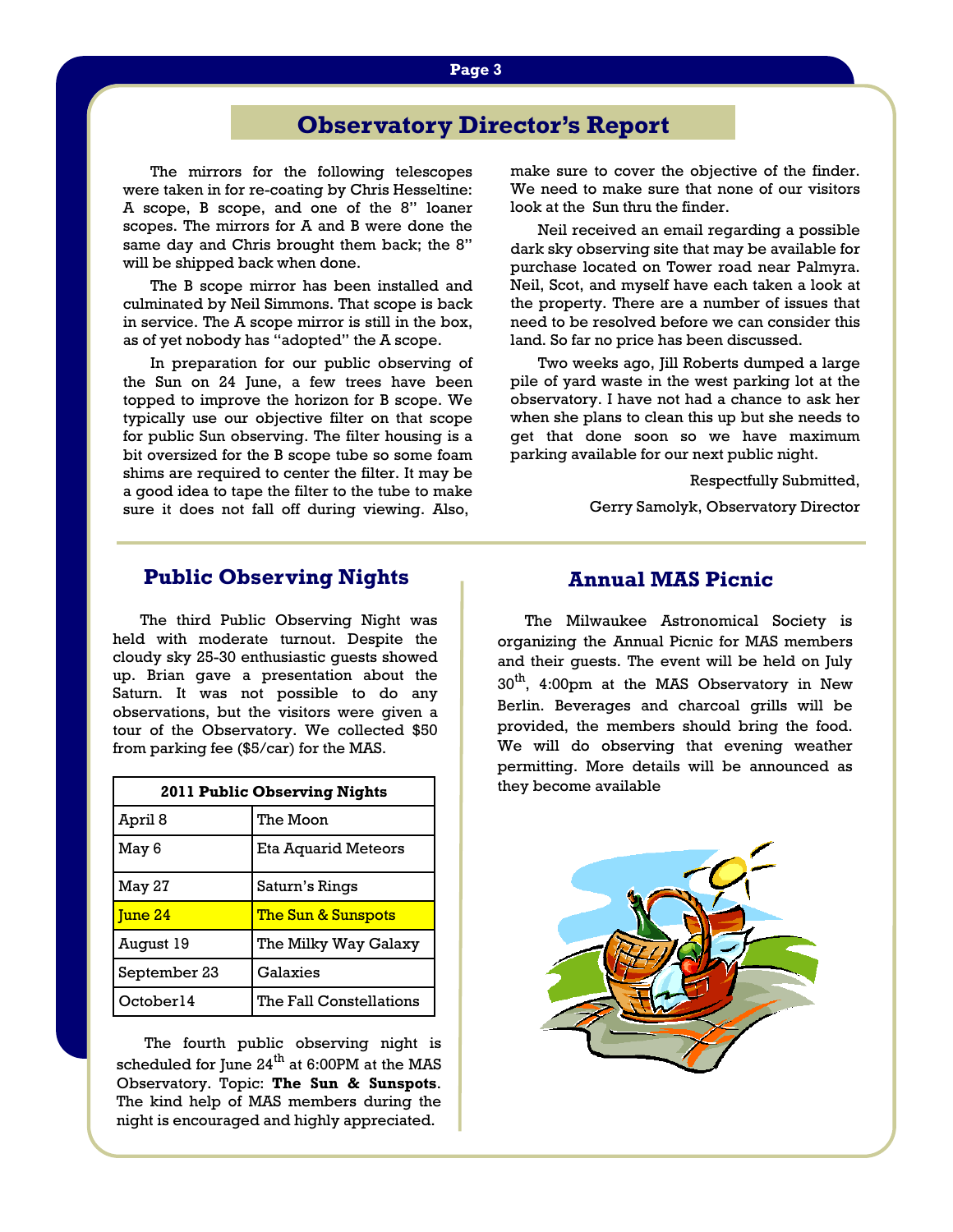# Observatory Director's Report

The mirrors for the following telescopes were taken in for re-coating by Chris Hesseltine: A scope, B scope, and one of the 8" loaner scopes. The mirrors for A and B were done the same day and Chris brought them back; the 8" will be shipped back when done.

The B scope mirror has been installed and culminated by Neil Simmons. That scope is back in service. The A scope mirror is still in the box, as of yet nobody has "adopted" the A scope.

In preparation for our public observing of the Sun on 24 June, a few trees have been topped to improve the horizon for B scope. We typically use our objective filter on that scope for public Sun observing. The filter housing is a bit oversized for the B scope tube so some foam shims are required to center the filter. It may be a good idea to tape the filter to the tube to make sure it does not fall off during viewing. Also, make sure to cover the objective of the finder. We need to make sure that none of our visitors look at the Sun thru the finder.

Neil received an email regarding a possible dark sky observing site that may be available for purchase located on Tower road near Palmyra. Neil, Scot, and myself have each taken a look at the property. There are a number of issues that need to be resolved before we can consider this land. So far no price has been discussed.

Two weeks ago, Jill Roberts dumped a large pile of yard waste in the west parking lot at the observatory. I have not had a chance to ask her when she plans to clean this up but she needs to get that done soon so we have maximum parking available for our next public night.

Respectfully Submitted,

Gerry Samolyk, Observatory Director

## Public Observing Nights

The third Public Observing Night was held with moderate turnout. Despite the cloudy sky 25-30 enthusiastic guests showed up. Brian gave a presentation about the Saturn. It was not possible to do any observations, but the visitors were given a tour of the Observatory. We collected $50 from parking fee ($5/car) for the MAS.

| 2011 Public Observing Nights | |
|---|---|
| April 8 | The Moon |
| May 6 | Eta Aquarid Meteors |
| May 27 | Saturn's Rings |
| June 24 | The Sun & Sunspots |
| August 19 | The Milky Way Galaxy |
| September 23 | Galaxies |
| October14 | The Fall Constellations |

The fourth public observing night is scheduled for June 24th at 6:00PM at the MAS Observatory. Topic: **The Sun & Sunspots**. The kind help of MAS members during the night is encouraged and highly appreciated.

## Annual MAS Picnic

The Milwaukee Astronomical Society is organizing the Annual Picnic for MAS members and their guests. The event will be held on July 30th, 4:00pm at the MAS Observatory in New Berlin. Beverages and charcoal grills will be provided, the members should bring the food. We will do observing that evening weather permitting. More details will be announced as they become available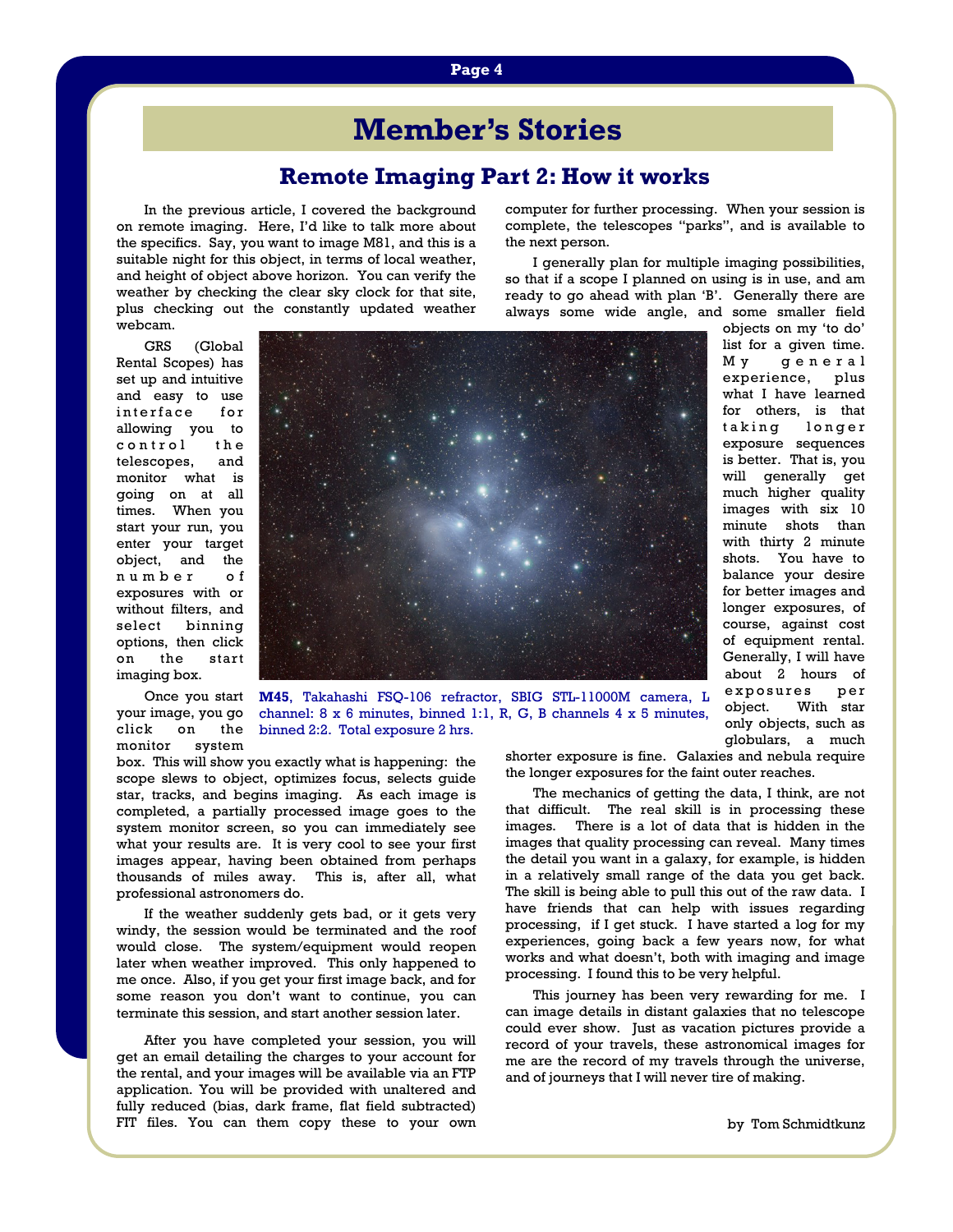# Member's Stories

## Remote Imaging Part 2: How it works

In the previous article, I covered the background on remote imaging. Here, I'd like to talk more about the specifics. Say, you want to image M81, and this is a suitable night for this object, in terms of local weather, and height of object above horizon. You can verify the weather by checking the clear sky clock for that site, plus checking out the constantly updated weather webcam.

GRS (Global Rental Scopes) has set up and intuitive and easy to use interface for allowing you to control the telescopes, and monitor what is going on at all times. When you start your run, you enter your target object, and the number of exposures with or without filters, and select binning options, then click on the start imaging box.

Once you start your image, you go click on the monitor system box. This will show you exactly what is happening: the scope slews to object, optimizes focus, selects guide star, tracks, and begins imaging. As each image is completed, a partially processed image goes to the system monitor screen, so you can immediately see what your results are. It is very cool to see your first images appear, having been obtained from perhaps thousands of miles away. This is, after all, what professional astronomers do.

If the weather suddenly gets bad, or it gets very windy, the session would be terminated and the roof would close. The system/equipment would reopen later when weather improved. This only happened to me once. Also, if you get your first image back, and for some reason you don't want to continue, you can terminate this session, and start another session later.

After you have completed your session, you will get an email detailing the charges to your account for the rental, and your images will be available via an FTP application. You will be provided with unaltered and fully reduced (bias, dark frame, flat field subtracted) FIT files. You can them copy these to your own computer for further processing. When your session is complete, the telescopes "parks", and is available to the next person.

**M45**, Takahashi FSQ-106 refractor, SBIG STL-11000M camera, L channel: 8 x 6 minutes, binned 1:1, R, G, B channels 4 x 5 minutes, binned 2:2. Total exposure 2 hrs.

I generally plan for multiple imaging possibilities, so that if a scope I planned on using is in use, and am ready to go ahead with plan 'B'. Generally there are always some wide angle, and some smaller field objects on my 'to do' list for a given time. My general experience, plus what I have learned for others, is that taking longer exposure sequences is better. That is, you will generally get much higher quality images with six 10 minute shots than with thirty 2 minute shots. You have to balance your desire for better images and longer exposures, of course, against cost of equipment rental. Generally, I will have about 2 hours of exposures per object. With star only objects, such as globulars, a much shorter exposure is fine. Galaxies and nebula require the longer exposures for the faint outer reaches.

The mechanics of getting the data, I think, are not that difficult. The real skill is in processing these images. There is a lot of data that is hidden in the images that quality processing can reveal. Many times the detail you want in a galaxy, for example, is hidden in a relatively small range of the data you get back. The skill is being able to pull this out of the raw data. I have friends that can help with issues regarding processing, if I get stuck. I have started a log for my experiences, going back a few years now, for what works and what doesn't, both with imaging and image processing. I found this to be very helpful.

This journey has been very rewarding for me. I can image details in distant galaxies that no telescope could ever show. Just as vacation pictures provide a record of your travels, these astronomical images for me are the record of my travels through the universe, and of journeys that I will never tire of making.

by Tom Schmidtkunz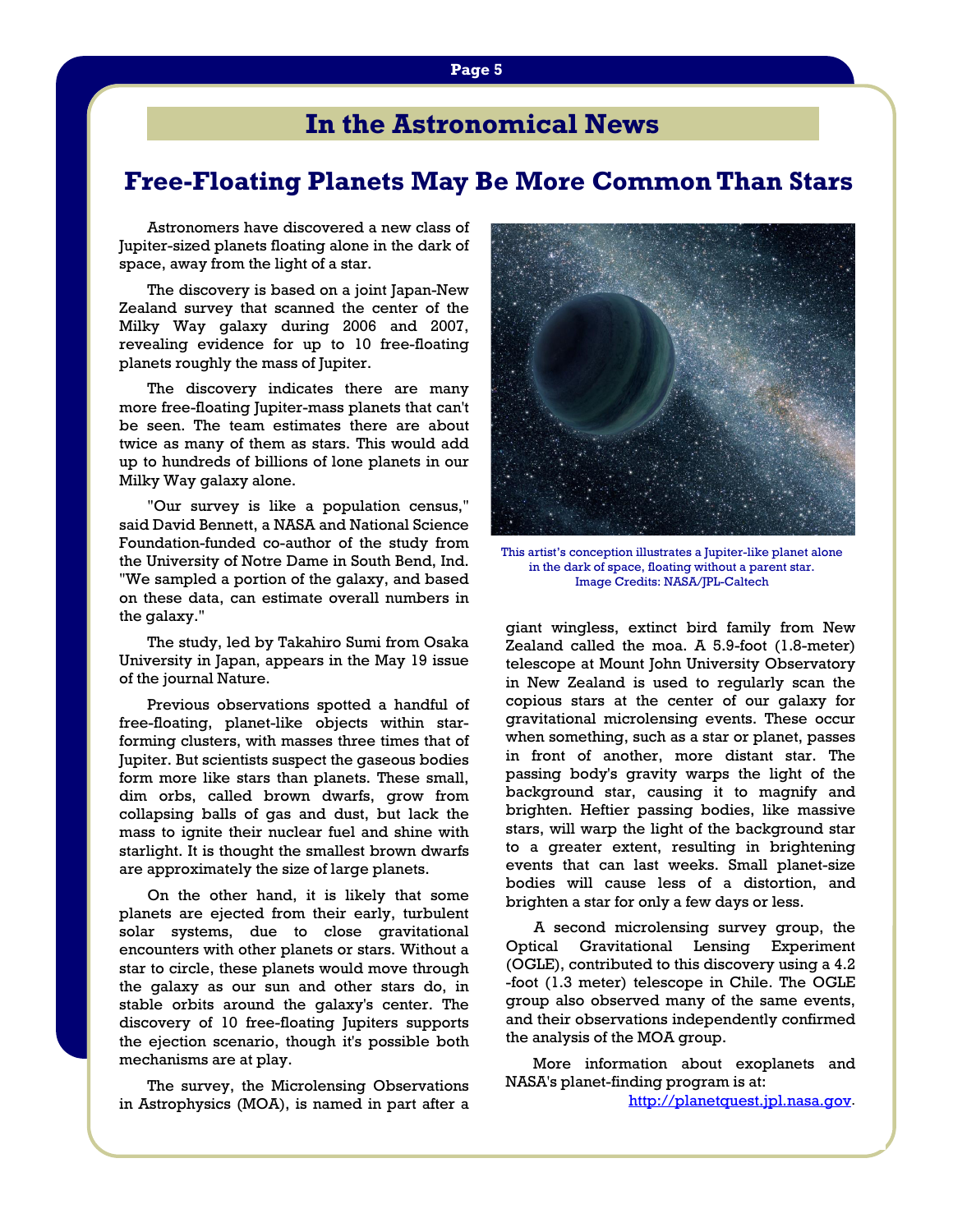## In the Astronomical News

# Free-Floating Planets May Be More Common Than Stars

Astronomers have discovered a new class of Jupiter-sized planets floating alone in the dark of space, away from the light of a star.

The discovery is based on a joint Japan-New Zealand survey that scanned the center of the Milky Way galaxy during 2006 and 2007, revealing evidence for up to 10 free-floating planets roughly the mass of Jupiter.

The discovery indicates there are many more free-floating Jupiter-mass planets that can't be seen. The team estimates there are about twice as many of them as stars. This would add up to hundreds of billions of lone planets in our Milky Way galaxy alone.

"Our survey is like a population census," said David Bennett, a NASA and National Science Foundation-funded co-author of the study from the University of Notre Dame in South Bend, Ind. "We sampled a portion of the galaxy, and based on these data, can estimate overall numbers in the galaxy."

The study, led by Takahiro Sumi from Osaka University in Japan, appears in the May 19 issue of the journal Nature.

Previous observations spotted a handful of free-floating, planet-like objects within star-forming clusters, with masses three times that of Jupiter. But scientists suspect the gaseous bodies form more like stars than planets. These small, dim orbs, called brown dwarfs, grow from collapsing balls of gas and dust, but lack the mass to ignite their nuclear fuel and shine with starlight. It is thought the smallest brown dwarfs are approximately the size of large planets.

On the other hand, it is likely that some planets are ejected from their early, turbulent solar systems, due to close gravitational encounters with other planets or stars. Without a star to circle, these planets would move through the galaxy as our sun and other stars do, in stable orbits around the galaxy's center. The discovery of 10 free-floating Jupiters supports the ejection scenario, though it's possible both mechanisms are at play.

The survey, the Microlensing Observations in Astrophysics (MOA), is named in part after a giant wingless, extinct bird family from New Zealand called the moa. A 5.9-foot (1.8-meter) telescope at Mount John University Observatory in New Zealand is used to regularly scan the copious stars at the center of our galaxy for gravitational microlensing events. These occur when something, such as a star or planet, passes in front of another, more distant star. The passing body's gravity warps the light of the background star, causing it to magnify and brighten. Heftier passing bodies, like massive stars, will warp the light of the background star to a greater extent, resulting in brightening events that can last weeks. Small planet-size bodies will cause less of a distortion, and brighten a star for only a few days or less.

This artist's conception illustrates a Jupiter-like planet alone in the dark of space, floating without a parent star.
Image Credits: NASA/JPL-Caltech

A second microlensing survey group, the Optical Gravitational Lensing Experiment (OGLE), contributed to this discovery using a 4.2 -foot (1.3 meter) telescope in Chile. The OGLE group also observed many of the same events, and their observations independently confirmed the analysis of the MOA group.

More information about exoplanets and NASA's planet-finding program is at:
http://planetquest.jpl.nasa.gov.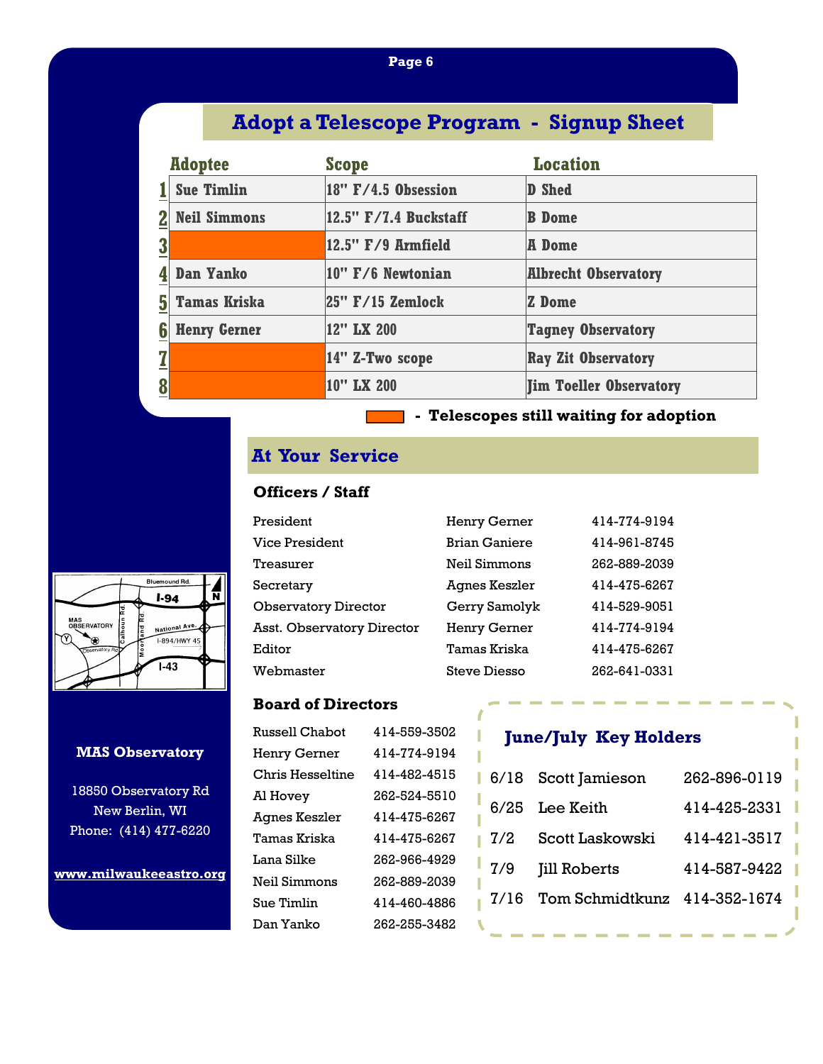## Adopt a Telescope Program - Signup Sheet

| | Adoptee | Scope | Location |
|---|---|---|---|
| 1 | Sue Timlin | 18" F/4.5 Obsession | D Shed |
| 2 | Neil Simmons | 12.5" F/7.4 Buckstaff | B Dome |
| 3 | | 12.5" F/9 Armfield | A Dome |
| 4 | Dan Yanko | 10" F/6 Newtonian | Albrecht Observatory |
| 5 | Tamas Kriska | 25" F/15 Zemlock | Z Dome |
| 6 | Henry Gerner | 12" LX 200 | Tagney Observatory |
| 7 | | 14" Z-Two scope | Ray Zit Observatory |
| 8 | | 10" LX 200 | Jim Toeller Observatory |

**- Telescopes still waiting for adoption**

## At Your Service

### Officers / Staff

| | | |
|---|---|---|
| President | Henry Gerner | 414-774-9194 |
| Vice President | Brian Ganiere | 414-961-8745 |
| Treasurer | Neil Simmons | 262-889-2039 |
| Secretary | Agnes Keszler | 414-475-6267 |
| Observatory Director | Gerry Samolyk | 414-529-9051 |
| Asst. Observatory Director | Henry Gerner | 414-774-9194 |
| Editor | Tamas Kriska | 414-475-6267 |
| Webmaster | Steve Diesso | 262-641-0331 |

### Board of Directors

| | |
|---|---|
| Russell Chabot | 414-559-3502 |
| Henry Gerner | 414-774-9194 |
| Chris Hesseltine | 414-482-4515 |
| Al Hovey | 262-524-5510 |
| Agnes Keszler | 414-475-6267 |
| Tamas Kriska | 414-475-6267 |
| Lana Silke | 262-966-4929 |
| Neil Simmons | 262-889-2039 |
| Sue Timlin | 414-460-4886 |
| Dan Yanko | 262-255-3482 |

### June/July Key Holders

| | | |
|---|---|---|
| 6/18 | Scott Jamieson | 262-896-0119 |
| 6/25 | Lee Keith | 414-425-2331 |
| 7/2 | Scott Laskowski | 414-421-3517 |
| 7/9 | Jill Roberts | 414-587-9422 |
| 7/16 | Tom Schmidtkunz | 414-352-1674 |

Bluemound Rd.
I-94
N
MAS OBSERVATORY
Calhoun Rd.
Moorland Rd.
National Ave.
I-894/HWY 45
Y
Observatory Rd
I-43

**MAS Observatory**

18850 Observatory Rd
New Berlin, WI
Phone: (414) 477-6220

**www.milwaukeeastro.org**